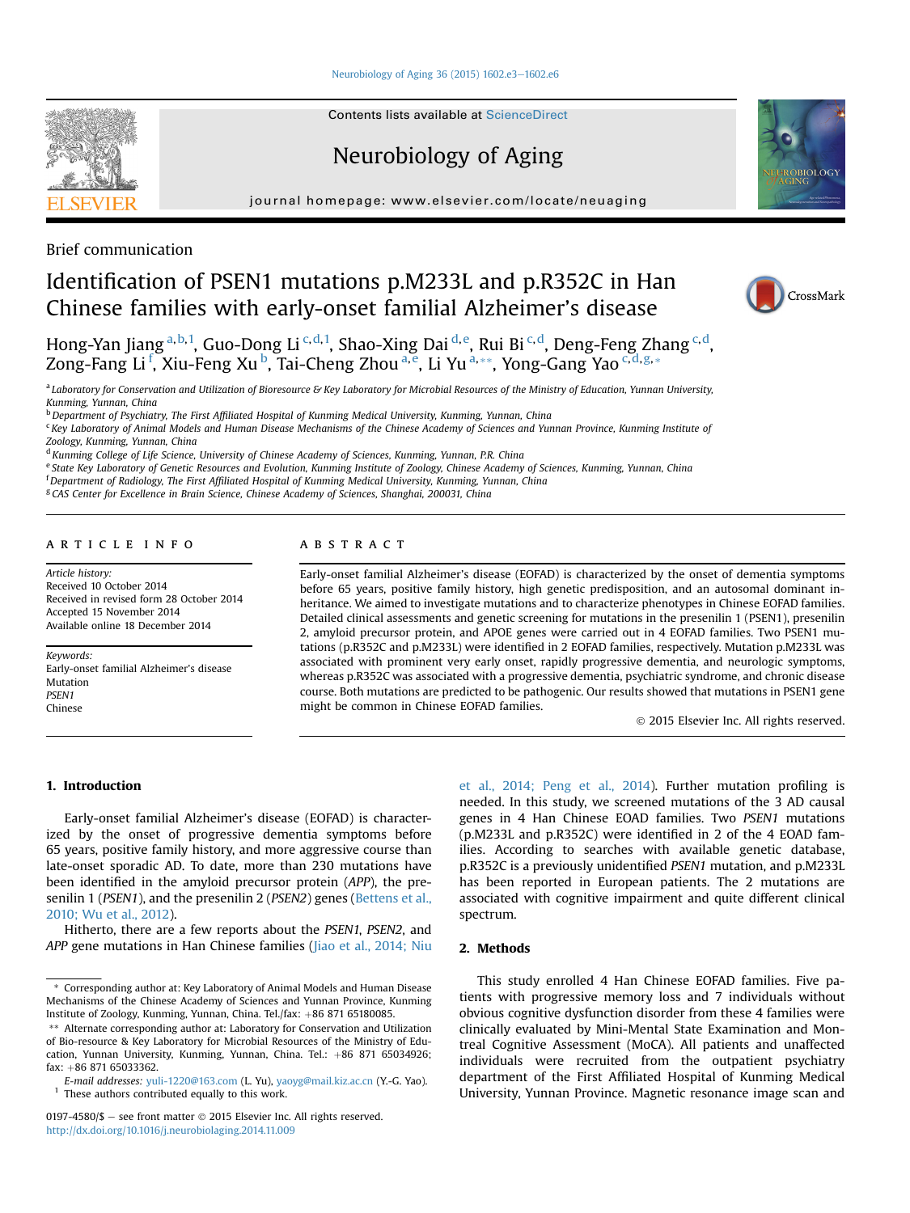Brief communication

# Identification of PSEN1 mutations p.M233L and p.R352C in Han Chinese families with early-onset familial Alzheimer's disease

Hong-Yan Jiang [a,b,1], Guo-Dong Li [c,d,1], Shao-Xing Dai [d,e], Rui Bi [c,d], Deng-Feng Zhang [c,d], Zong-Fang Li [f], Xiu-Feng Xu [b], Tai-Cheng Zhou [a,e], Li Yu [a,**], Yong-Gang Yao [c,d,g,*]

[a] Laboratory for Conservation and Utilization of Bioresource & Key Laboratory for Microbial Resources of the Ministry of Education, Yunnan University, Kunming, Yunnan, China
[b] Department of Psychiatry, The First Affiliated Hospital of Kunming Medical University, Kunming, Yunnan, China
[c] Key Laboratory of Animal Models and Human Disease Mechanisms of the Chinese Academy of Sciences and Yunnan Province, Kunming Institute of Zoology, Kunming, Yunnan, China
[d] Kunming College of Life Science, University of Chinese Academy of Sciences, Kunming, Yunnan, P.R. China
[e] State Key Laboratory of Genetic Resources and Evolution, Kunming Institute of Zoology, Chinese Academy of Sciences, Kunming, Yunnan, China
[f] Department of Radiology, The First Affiliated Hospital of Kunming Medical University, Kunming, Yunnan, China
[g] CAS Center for Excellence in Brain Science, Chinese Academy of Sciences, Shanghai, 200031, China

## ARTICLE INFO

*Article history:*
Received 10 October 2014
Received in revised form 28 October 2014
Accepted 15 November 2014
Available online 18 December 2014

*Keywords:*
Early-onset familial Alzheimer's disease
Mutation
*PSEN1*
Chinese

## ABSTRACT

Early-onset familial Alzheimer's disease (EOFAD) is characterized by the onset of dementia symptoms before 65 years, positive family history, high genetic predisposition, and an autosomal dominant inheritance. We aimed to investigate mutations and to characterize phenotypes in Chinese EOFAD families. Detailed clinical assessments and genetic screening for mutations in the presenilin 1 (PSEN1), presenilin 2, amyloid precursor protein, and APOE genes were carried out in 4 EOFAD families. Two PSEN1 mutations (p.R352C and p.M233L) were identified in 2 EOFAD families, respectively. Mutation p.M233L was associated with prominent very early onset, rapidly progressive dementia, and neurologic symptoms, whereas p.R352C was associated with a progressive dementia, psychiatric syndrome, and chronic disease course. Both mutations are predicted to be pathogenic. Our results showed that mutations in PSEN1 gene might be common in Chinese EOFAD families.

© 2015 Elsevier Inc. All rights reserved.

## 1. Introduction

Early-onset familial Alzheimer's disease (EOFAD) is characterized by the onset of progressive dementia symptoms before 65 years, positive family history, and more aggressive course than late-onset sporadic AD. To date, more than 230 mutations have been identified in the amyloid precursor protein (*APP*), the presenilin 1 (*PSEN1*), and the presenilin 2 (*PSEN2*) genes (Bettens et al., 2010; Wu et al., 2012).

Hitherto, there are a few reports about the *PSEN1*, *PSEN2*, and *APP* gene mutations in Han Chinese families (Jiao et al., 2014; Niu et al., 2014; Peng et al., 2014). Further mutation profiling is needed. In this study, we screened mutations of the 3 AD causal genes in 4 Han Chinese EOAD families. Two *PSEN1* mutations (p.M233L and p.R352C) were identified in 2 of the 4 EOAD families. According to searches with available genetic database, p.R352C is a previously unidentified *PSEN1* mutation, and p.M233L has been reported in European patients. The 2 mutations are associated with cognitive impairment and quite different clinical spectrum.

## 2. Methods

This study enrolled 4 Han Chinese EOFAD families. Five patients with progressive memory loss and 7 individuals without obvious cognitive dysfunction disorder from these 4 families were clinically evaluated by Mini-Mental State Examination and Montreal Cognitive Assessment (MoCA). All patients and unaffected individuals were recruited from the outpatient psychiatry department of the First Affiliated Hospital of Kunming Medical University, Yunnan Province. Magnetic resonance image scan and

\* Corresponding author at: Key Laboratory of Animal Models and Human Disease Mechanisms of the Chinese Academy of Sciences and Yunnan Province, Kunming Institute of Zoology, Kunming, Yunnan, China. Tel./fax: +86 871 65180085.

\*\* Alternate corresponding author at: Laboratory for Conservation and Utilization of Bio-resource & Key Laboratory for Microbial Resources of the Ministry of Education, Yunnan University, Kunming, Yunnan, China. Tel.: +86 871 65034926; fax: +86 871 65033362.

*E-mail addresses:* yuli-1220@163.com (L. Yu), yaoyg@mail.kiz.ac.cn (Y.-G. Yao).

[1] These authors contributed equally to this work.

0197-4580/$ – see front matter © 2015 Elsevier Inc. All rights reserved.
http://dx.doi.org/10.1016/j.neurobiolaging.2014.11.009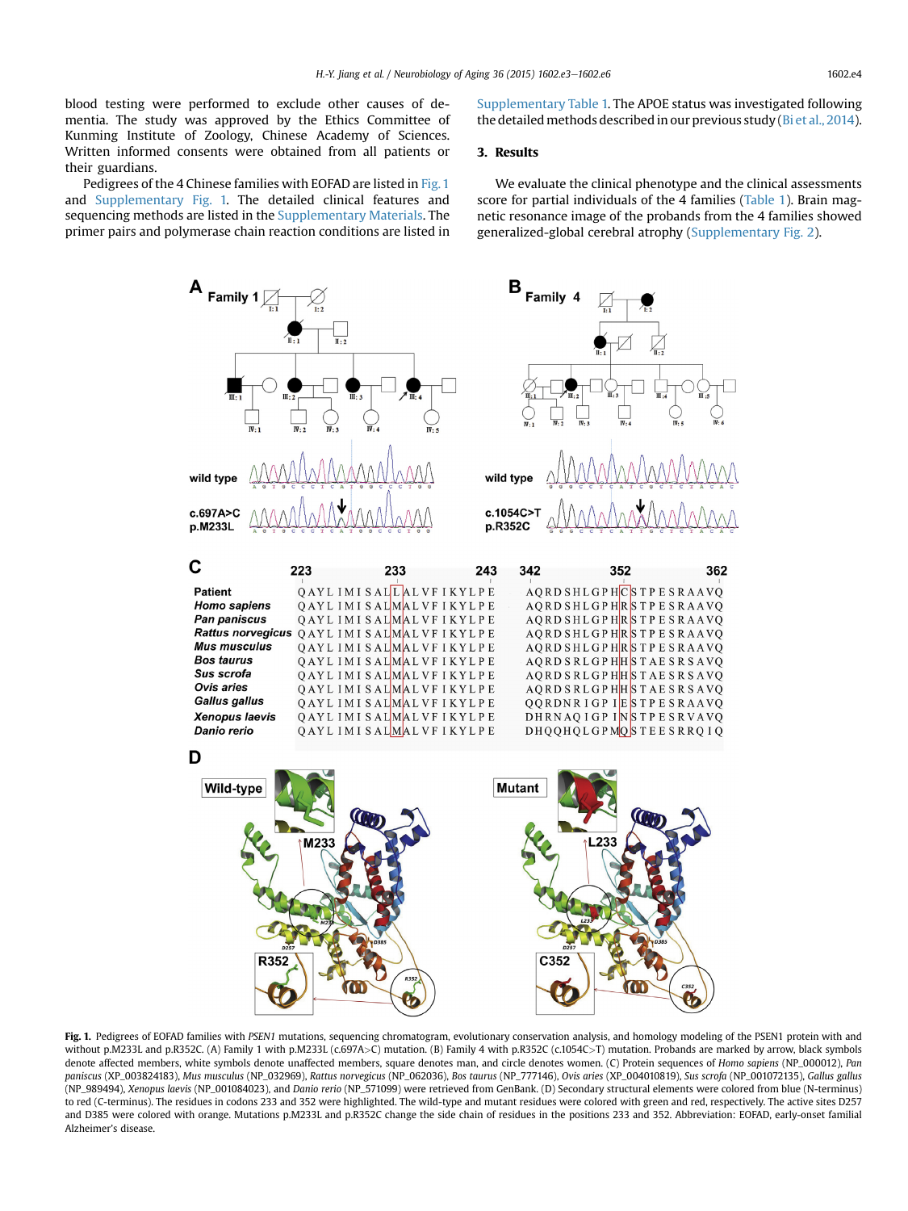blood testing were performed to exclude other causes of dementia. The study was approved by the Ethics Committee of Kunming Institute of Zoology, Chinese Academy of Sciences. Written informed consents were obtained from all patients or their guardians.

Pedigrees of the 4 Chinese families with EOFAD are listed in Fig. 1 and Supplementary Fig. 1. The detailed clinical features and sequencing methods are listed in the Supplementary Materials. The primer pairs and polymerase chain reaction conditions are listed in Supplementary Table 1. The APOE status was investigated following the detailed methods described in our previous study (Bi et al., 2014).

## 3. Results

We evaluate the clinical phenotype and the clinical assessments score for partial individuals of the 4 families (Table 1). Brain magnetic resonance image of the probands from the 4 families showed generalized-global cerebral atrophy (Supplementary Fig. 2).

**Fig. 1.** Pedigrees of EOFAD families with *PSEN1* mutations, sequencing chromatogram, evolutionary conservation analysis, and homology modeling of the PSEN1 protein with and without p.M233L and p.R352C. (A) Family 1 with p.M233L (c.697A>C) mutation. (B) Family 4 with p.R352C (c.1054C>T) mutation. Probands are marked by arrow, black symbols denote affected members, white symbols denote unaffected members, square denotes man, and circle denotes women. (C) Protein sequences of *Homo sapiens* (NP_000012), *Pan paniscus* (XP_003824183), *Mus musculus* (NP_032969), *Rattus norvegicus* (NP_062036), *Bos taurus* (NP_777146), *Ovis aries* (XP_004010819), *Sus scrofa* (NP_001072135), *Gallus gallus* (NP_989494), *Xenopus laevis* (NP_001084023), and *Danio rerio* (NP_571099) were retrieved from GenBank. (D) Secondary structural elements were colored from blue (N-terminus) to red (C-terminus). The residues in codons 233 and 352 were highlighted. The wild-type and mutant residues were colored with green and red, respectively. The active sites D257 and D385 were colored with orange. Mutations p.M233L and p.R352C change the side chain of residues in the positions 233 and 352. Abbreviation: EOFAD, early-onset familial Alzheimer's disease.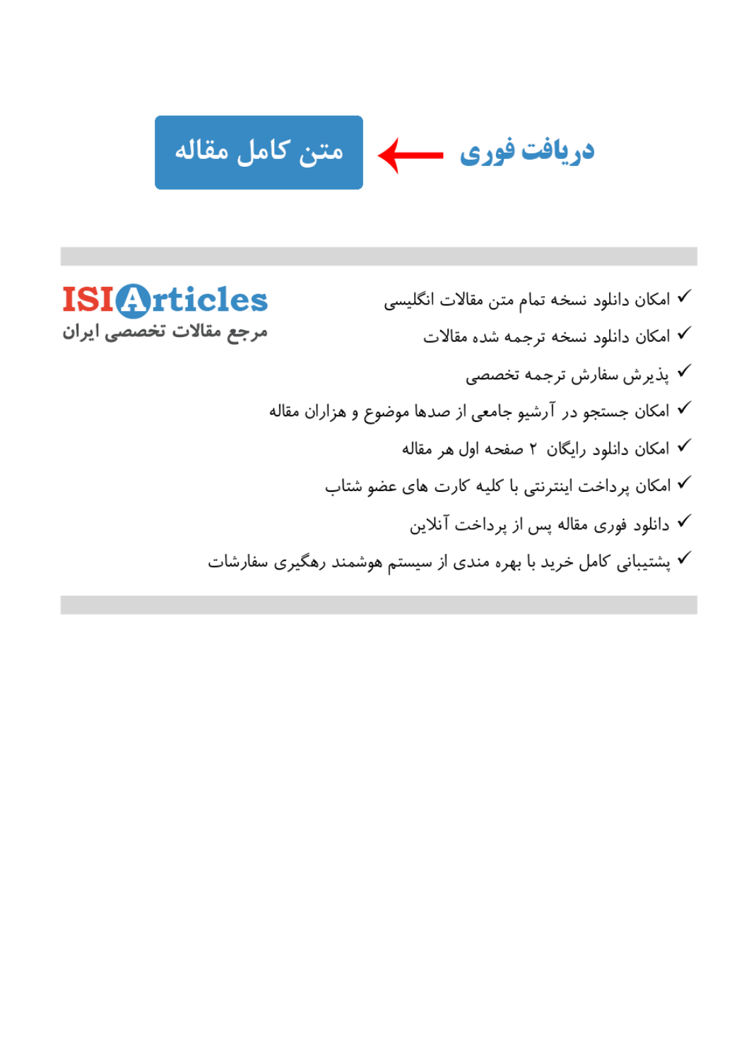دریافت فوری ← **متن کامل مقاله**

**ISIArticles**
مرجع مقالات تخصصی ایران

- ✓ امکان دانلود نسخه تمام متن مقالات انگلیسی
- ✓ امکان دانلود نسخه ترجمه شده مقالات
- ✓ پذیرش سفارش ترجمه تخصصی
- ✓ امکان جستجو در آرشیو جامعی از صدها موضوع و هزاران مقاله
- ✓ امکان دانلود رایگان ۲ صفحه اول هر مقاله
- ✓ امکان پرداخت اینترنتی با کلیه کارت های عضو شتاب
- ✓ دانلود فوری مقاله پس از پرداخت آنلاین
- ✓ پشتیبانی کامل خرید با بهره مندی از سیستم هوشمند رهگیری سفارشات